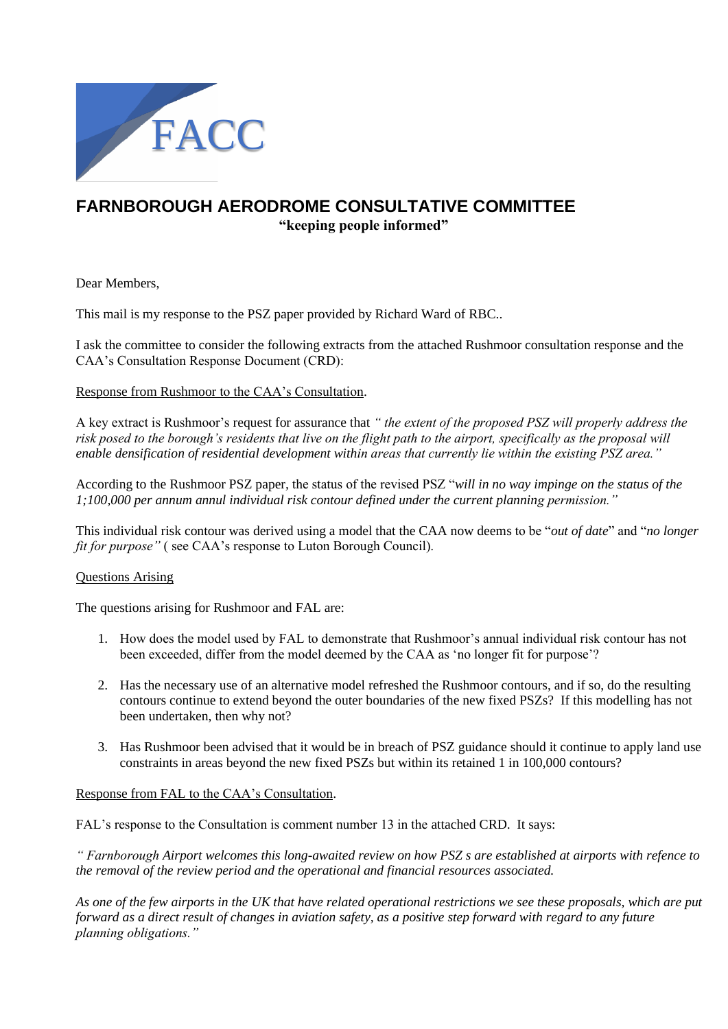FACC

# FARNBOROUGH AERODROME CONSULTATIVE COMMITTEE

**"keeping people informed"**

Dear Members,

This mail is my response to the PSZ paper provided by Richard Ward of RBC..

I ask the committee to consider the following extracts from the attached Rushmoor consultation response and the CAA's Consultation Response Document (CRD):

<u>Response from Rushmoor to the CAA's Consultation</u>.

A key extract is Rushmoor's request for assurance that *" the extent of the proposed PSZ will properly address the risk posed to the borough's residents that live on the flight path to the airport, specifically as the proposal will enable densification of residential development within areas that currently lie within the existing PSZ area."*

According to the Rushmoor PSZ paper, the status of the revised PSZ "*will in no way impinge on the status of the 1;100,000 per annum annul individual risk contour defined under the current planning permission."*

This individual risk contour was derived using a model that the CAA now deems to be "*out of date*" and "*no longer fit for purpose"* ( see CAA's response to Luton Borough Council).

<u>Questions Arising</u>

The questions arising for Rushmoor and FAL are:

1. How does the model used by FAL to demonstrate that Rushmoor's annual individual risk contour has not been exceeded, differ from the model deemed by the CAA as 'no longer fit for purpose'?
2. Has the necessary use of an alternative model refreshed the Rushmoor contours, and if so, do the resulting contours continue to extend beyond the outer boundaries of the new fixed PSZs? If this modelling has not been undertaken, then why not?
3. Has Rushmoor been advised that it would be in breach of PSZ guidance should it continue to apply land use constraints in areas beyond the new fixed PSZs but within its retained 1 in 100,000 contours?

<u>Response from FAL to the CAA's Consultation</u>.

FAL's response to the Consultation is comment number 13 in the attached CRD. It says:

*" Farnborough Airport welcomes this long-awaited review on how PSZ s are established at airports with refence to the removal of the review period and the operational and financial resources associated.*

*As one of the few airports in the UK that have related operational restrictions we see these proposals, which are put forward as a direct result of changes in aviation safety, as a positive step forward with regard to any future planning obligations."*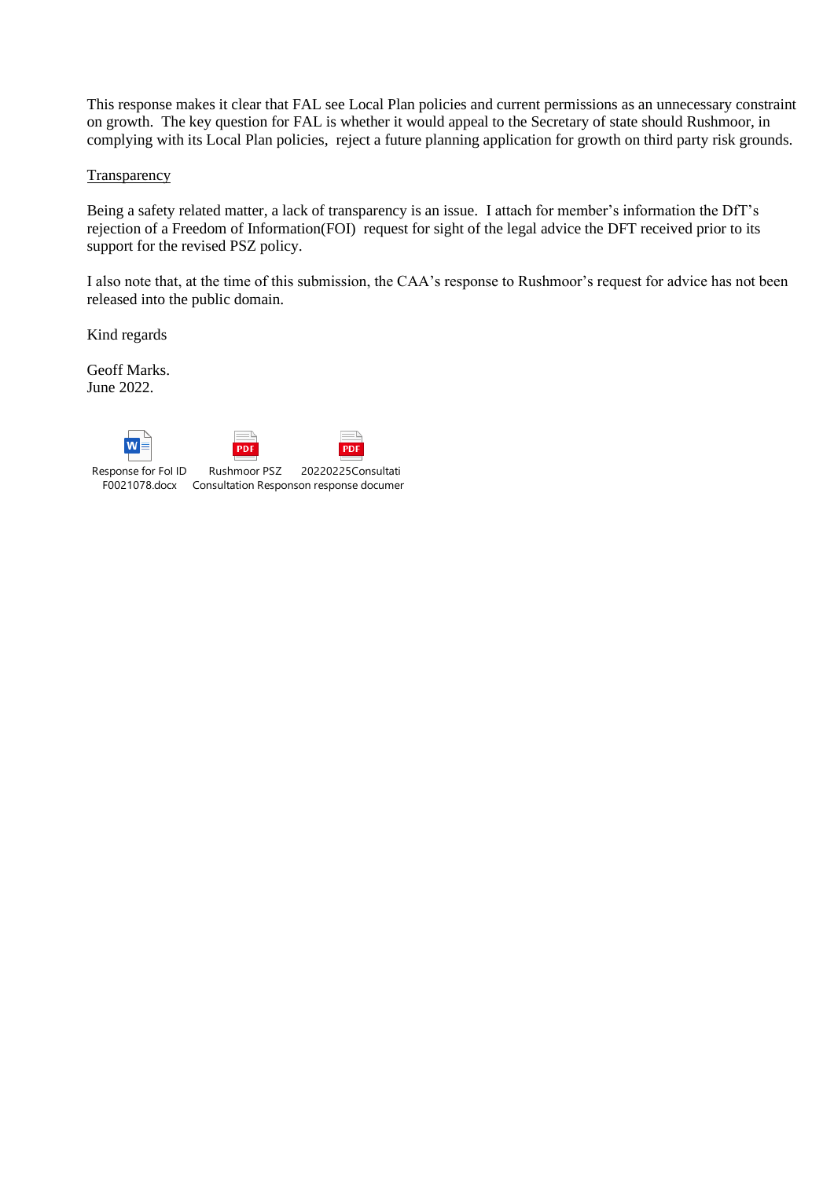This response makes it clear that FAL see Local Plan policies and current permissions as an unnecessary constraint on growth. The key question for FAL is whether it would appeal to the Secretary of state should Rushmoor, in complying with its Local Plan policies, reject a future planning application for growth on third party risk grounds.

<u>Transparency</u>

Being a safety related matter, a lack of transparency is an issue. I attach for member's information the DfT's rejection of a Freedom of Information(FOI) request for sight of the legal advice the DFT received prior to its support for the revised PSZ policy.

I also note that, at the time of this submission, the CAA's response to Rushmoor's request for advice has not been released into the public domain.

Kind regards

Geoff Marks.
June 2022.

Response for FoI ID F0021078.docx

Rushmoor PSZ Consultation Respons

20220225Consultation response documer